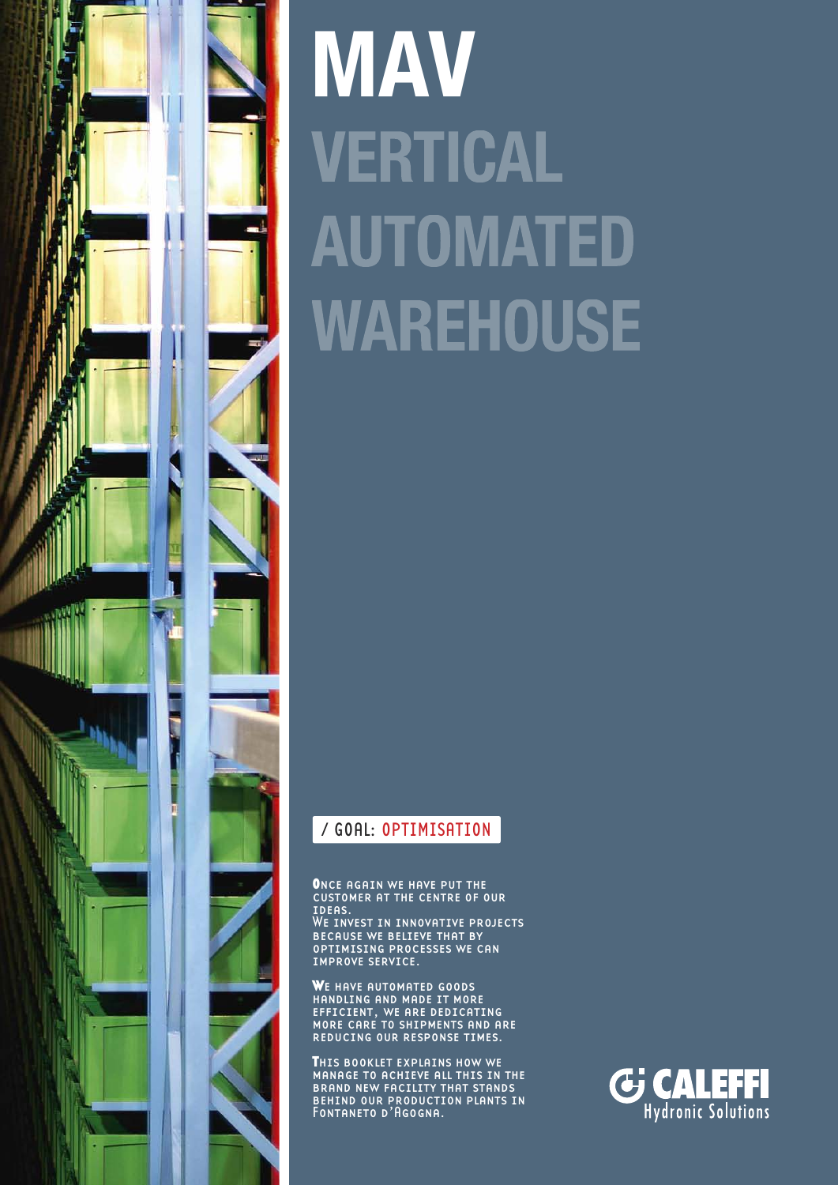# MAV

# VERTICAL AUTOMATED WAREHOUSE

/ GOAL: OPTIMISATION

Once again we have put the customer at the centre of our ideas.
We invest in innovative projects because we believe that by optimising processes we can improve service.

We have automated goods handling and made it more efficient, we are dedicating more care to shipments and are reducing our response times.

This booklet explains how we manage to achieve all this in the brand new facility that stands behind our production plants in Fontaneto d'Agogna.

CALEFFI Hydronic Solutions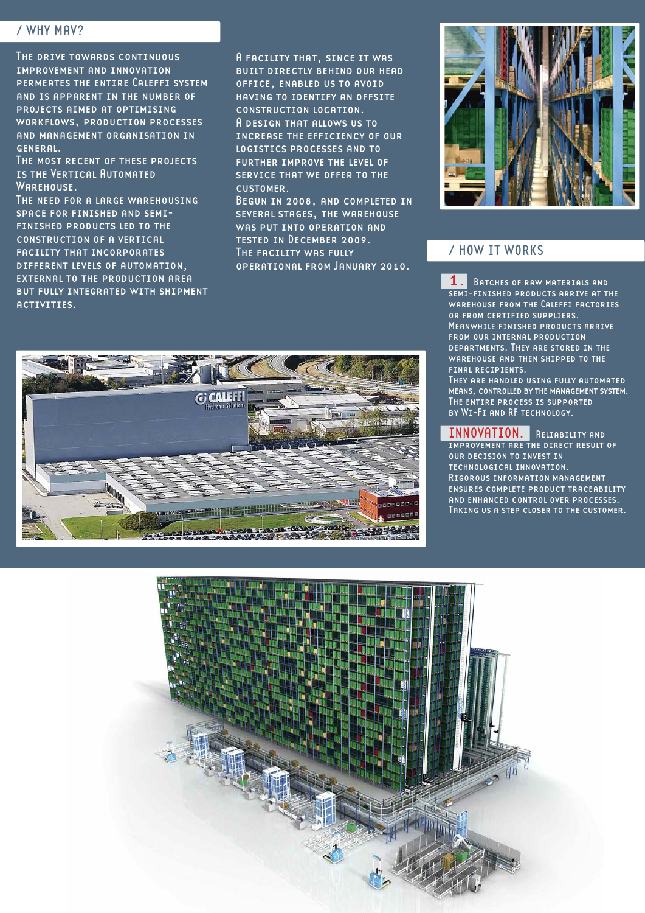## / WHY MAV?

The drive towards continuous improvement and innovation permeates the entire Caleffi system and is apparent in the number of projects aimed at optimising workflows, production processes and management organisation in general.
The most recent of these projects is the Vertical Automated Warehouse.
The need for a large warehousing space for finished and semi-finished products led to the construction of a vertical facility that incorporates different levels of automation, external to the production area but fully integrated with shipment activities.

A facility that, since it was built directly behind our head office, enabled us to avoid having to identify an offsite construction location.
A design that allows us to increase the efficiency of our logistics processes and to further improve the level of service that we offer to the customer.
Begun in 2008, and completed in several stages, the warehouse was put into operation and tested in December 2009.
The facility was fully operational from January 2010.

## / HOW IT WORKS

**1.** Batches of raw materials and semi-finished products arrive at the warehouse from the Caleffi factories or from certified suppliers.
Meanwhile finished products arrive from our internal production departments. They are stored in the warehouse and then shipped to the final recipients.
They are handled using fully automated means, controlled by the management system.
The entire process is supported by Wi-Fi and RF technology.

**INNOVATION.** Reliability and improvement are the direct result of our decision to invest in technological innovation.
Rigorous information management ensures complete product traceability and enhanced control over processes.
Taking us a step closer to the customer.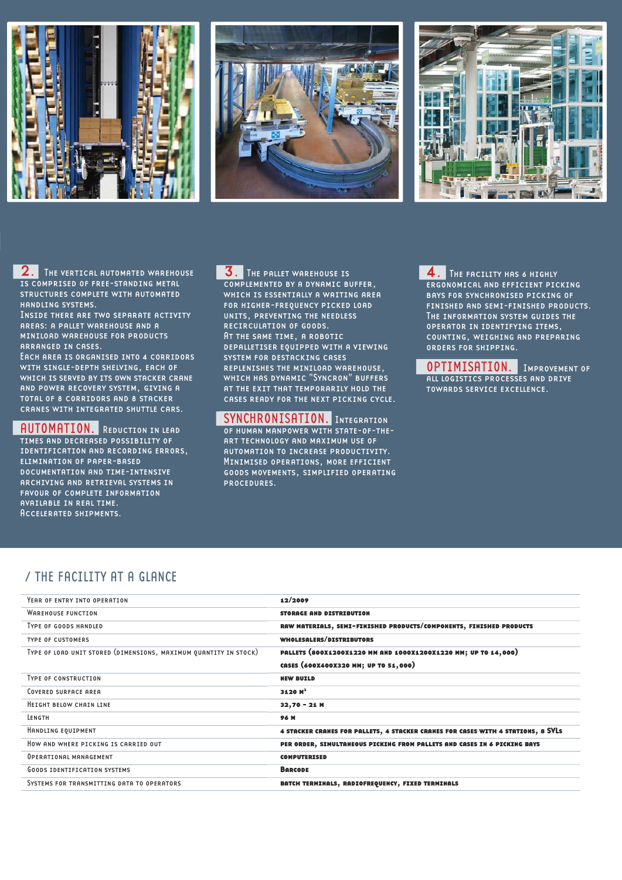**2.** The vertical automated warehouse is comprised of free-standing metal structures complete with automated handling systems.
Inside there are two separate activity areas: a pallet warehouse and a miniload warehouse for products arranged in cases.
Each area is organised into 4 corridors with single-depth shelving, each of which is served by its own stacker crane and power recovery system, giving a total of 8 corridors and 8 stacker cranes with integrated shuttle cars.

**AUTOMATION.** Reduction in lead times and decreased possibility of identification and recording errors, elimination of paper-based documentation and time-intensive archiving and retrieval systems in favour of complete information available in real time.
Accelerated shipments.

**3.** The pallet warehouse is complemented by a dynamic buffer, which is essentially a waiting area for higher-frequency picked load units, preventing the needless recirculation of goods.
At the same time, a robotic depalletiser equipped with a viewing system for destacking cases replenishes the miniload warehouse, which has dynamic "Syncron" buffers at the exit that temporarily hold the cases ready for the next picking cycle.

**SYNCHRONISATION.** Integration of human manpower with state-of-the-art technology and maximum use of automation to increase productivity.
Minimised operations, more efficient goods movements, simplified operating procedures.

**4.** The facility has 6 highly ergonomical and efficient picking bays for synchronised picking of finished and semi-finished products.
The information system guides the operator in identifying items, counting, weighing and preparing orders for shipping.

**OPTIMISATION.** Improvement of all logistics processes and drive towards service excellence.

## / THE FACILITY AT A GLANCE

| | |
|---|---|
| Year of entry into operation | 12/2009 |
| Warehouse function | Storage and distribution |
| Type of goods handled | Raw materials, semi-finished products/components, finished products |
| Type of customers | Wholesalers/distributors |
| Type of load unit stored (dimensions, maximum quantity in stock) | Pallets (800x1200x1220 mm and 1000x1200x1220 mm; up to 14,000)<br>Cases (600x400x320 mm; up to 51,000) |
| Type of construction | New build |
| Covered surface area | 3120 m² |
| Height below chain line | 32,70 - 21 m |
| Length | 96 m |
| Handling equipment | 4 stacker cranes for pallets, 4 stacker cranes for cases with 4 stations, 8 SVLs |
| How and where picking is carried out | Per order, simultaneous picking from pallets and cases in 6 picking bays |
| Operational management | Computerised |
| Goods identification systems | Barcode |
| Systems for transmitting data to operators | Batch terminals, radiofrequency, fixed terminals |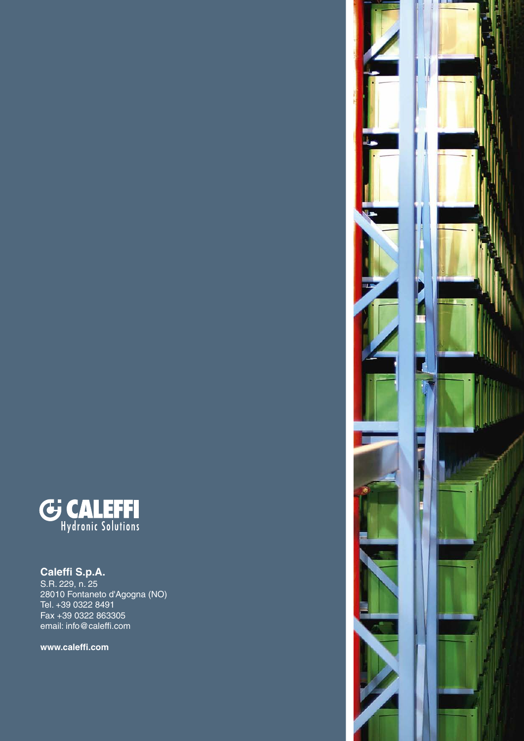CALEFFI
Hydronic Solutions

**Caleffi S.p.A.**
S.R. 229, n. 25
28010 Fontaneto d'Agogna (NO)
Tel. +39 0322 8491
Fax +39 0322 863305
email: info@caleffi.com

**www.caleffi.com**